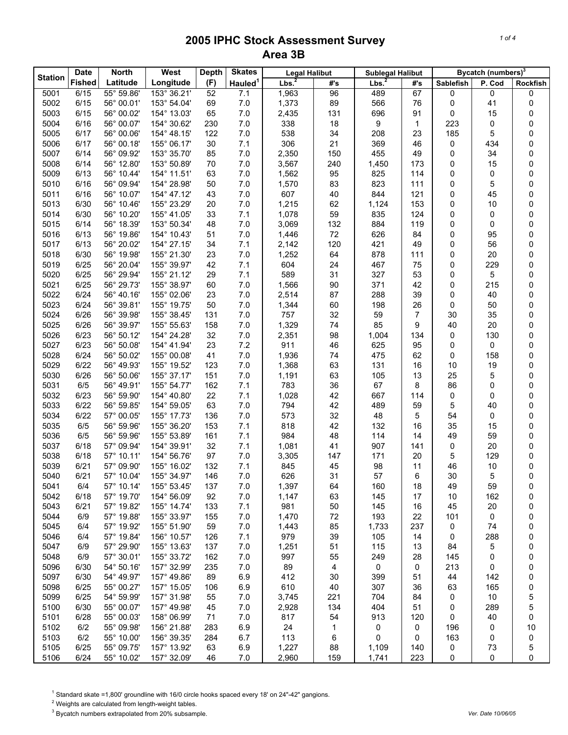# 2005 IPHC Stock Assessment Survey
## Area 3B

| Station | Date Fished | North Latitude | West Longitude | Depth (F) | Skates Hauled[1] | Legal Halibut Lbs.[2] | Legal Halibut #'s | Sublegal Halibut Lbs.[2] | Sublegal Halibut #'s | Bycatch (numbers)[3] Sablefish | P. Cod | Rockfish |
|---|---|---|---|---|---|---|---|---|---|---|---|---|
| 5001 | 6/15 | 55° 59.86' | 153° 36.21' | 52 | 7.1 | 1,963 | 96 | 489 | 67 | 0 | 0 | 0 |
| 5002 | 6/15 | 56° 00.01' | 153° 54.04' | 69 | 7.0 | 1,373 | 89 | 566 | 76 | 0 | 41 | 0 |
| 5003 | 6/15 | 56° 00.02' | 154° 13.03' | 65 | 7.0 | 2,435 | 131 | 696 | 91 | 0 | 15 | 0 |
| 5004 | 6/16 | 56° 00.07' | 154° 30.62' | 230 | 7.0 | 338 | 18 | 9 | 1 | 223 | 0 | 0 |
| 5005 | 6/17 | 56° 00.06' | 154° 48.15' | 122 | 7.0 | 538 | 34 | 208 | 23 | 185 | 5 | 0 |
| 5006 | 6/17 | 56° 00.18' | 155° 06.17' | 30 | 7.1 | 306 | 21 | 369 | 46 | 0 | 434 | 0 |
| 5007 | 6/14 | 56° 09.92' | 153° 35.70' | 85 | 7.0 | 2,350 | 150 | 455 | 49 | 0 | 34 | 0 |
| 5008 | 6/14 | 56° 12.80' | 153° 50.89' | 70 | 7.0 | 3,567 | 240 | 1,450 | 173 | 0 | 15 | 0 |
| 5009 | 6/13 | 56° 10.44' | 154° 11.51' | 63 | 7.0 | 1,562 | 95 | 825 | 114 | 0 | 0 | 0 |
| 5010 | 6/16 | 56° 09.94' | 154° 28.98' | 50 | 7.0 | 1,570 | 83 | 823 | 111 | 0 | 5 | 0 |
| 5011 | 6/16 | 56° 10.07' | 154° 47.12' | 43 | 7.0 | 607 | 40 | 844 | 121 | 0 | 45 | 0 |
| 5013 | 6/30 | 56° 10.46' | 155° 23.29' | 20 | 7.0 | 1,215 | 62 | 1,124 | 153 | 0 | 10 | 0 |
| 5014 | 6/30 | 56° 10.20' | 155° 41.05' | 33 | 7.1 | 1,078 | 59 | 835 | 124 | 0 | 0 | 0 |
| 5015 | 6/14 | 56° 18.39' | 153° 50.34' | 48 | 7.0 | 3,069 | 132 | 884 | 119 | 0 | 0 | 0 |
| 5016 | 6/13 | 56° 19.86' | 154° 10.43' | 51 | 7.0 | 1,446 | 72 | 626 | 84 | 0 | 95 | 0 |
| 5017 | 6/13 | 56° 20.02' | 154° 27.15' | 34 | 7.1 | 2,142 | 120 | 421 | 49 | 0 | 56 | 0 |
| 5018 | 6/30 | 56° 19.98' | 155° 21.30' | 23 | 7.0 | 1,252 | 64 | 878 | 111 | 0 | 20 | 0 |
| 5019 | 6/25 | 56° 20.04' | 155° 39.97' | 42 | 7.1 | 604 | 24 | 467 | 75 | 0 | 229 | 0 |
| 5020 | 6/25 | 56° 29.94' | 155° 21.12' | 29 | 7.1 | 589 | 31 | 327 | 53 | 0 | 5 | 0 |
| 5021 | 6/25 | 56° 29.73' | 155° 38.97' | 60 | 7.0 | 1,566 | 90 | 371 | 42 | 0 | 215 | 0 |
| 5022 | 6/24 | 56° 40.16' | 155° 02.06' | 23 | 7.0 | 2,514 | 87 | 288 | 39 | 0 | 40 | 0 |
| 5023 | 6/24 | 56° 39.81' | 155° 19.75' | 50 | 7.0 | 1,344 | 60 | 198 | 26 | 0 | 50 | 0 |
| 5024 | 6/26 | 56° 39.98' | 155° 38.45' | 131 | 7.0 | 757 | 32 | 59 | 7 | 30 | 35 | 0 |
| 5025 | 6/26 | 56° 39.97' | 155° 55.63' | 158 | 7.0 | 1,329 | 74 | 85 | 9 | 40 | 20 | 0 |
| 5026 | 6/23 | 56° 50.12' | 154° 24.28' | 32 | 7.0 | 2,351 | 98 | 1,004 | 134 | 0 | 130 | 0 |
| 5027 | 6/23 | 56° 50.08' | 154° 41.94' | 23 | 7.2 | 911 | 46 | 625 | 95 | 0 | 0 | 0 |
| 5028 | 6/24 | 56° 50.02' | 155° 00.08' | 41 | 7.0 | 1,936 | 74 | 475 | 62 | 0 | 158 | 0 |
| 5029 | 6/22 | 56° 49.93' | 155° 19.52' | 123 | 7.0 | 1,368 | 63 | 131 | 16 | 10 | 19 | 0 |
| 5030 | 6/26 | 56° 50.06' | 155° 37.17' | 151 | 7.0 | 1,191 | 63 | 105 | 13 | 25 | 5 | 0 |
| 5031 | 6/5 | 56° 49.91' | 155° 54.77' | 162 | 7.1 | 783 | 36 | 67 | 8 | 86 | 0 | 0 |
| 5032 | 6/23 | 56° 59.90' | 154° 40.80' | 22 | 7.1 | 1,028 | 42 | 667 | 114 | 0 | 0 | 0 |
| 5033 | 6/22 | 56° 59.85' | 154° 59.05' | 63 | 7.0 | 794 | 42 | 489 | 59 | 5 | 40 | 0 |
| 5034 | 6/22 | 57° 00.05' | 155° 17.73' | 136 | 7.0 | 573 | 32 | 48 | 5 | 54 | 0 | 0 |
| 5035 | 6/5 | 56° 59.96' | 155° 36.20' | 153 | 7.1 | 818 | 42 | 132 | 16 | 35 | 15 | 0 |
| 5036 | 6/5 | 56° 59.96' | 155° 53.89' | 161 | 7.1 | 984 | 48 | 114 | 14 | 49 | 59 | 0 |
| 5037 | 6/18 | 57° 09.94' | 154° 39.91' | 32 | 7.1 | 1,081 | 41 | 907 | 141 | 0 | 20 | 0 |
| 5038 | 6/18 | 57° 10.11' | 154° 56.76' | 97 | 7.0 | 3,305 | 147 | 171 | 20 | 5 | 129 | 0 |
| 5039 | 6/21 | 57° 09.90' | 155° 16.02' | 132 | 7.1 | 845 | 45 | 98 | 11 | 46 | 10 | 0 |
| 5040 | 6/21 | 57° 10.04' | 155° 34.97' | 146 | 7.0 | 626 | 31 | 57 | 6 | 30 | 5 | 0 |
| 5041 | 6/4 | 57° 10.14' | 155° 53.45' | 137 | 7.0 | 1,397 | 64 | 160 | 18 | 49 | 59 | 0 |
| 5042 | 6/18 | 57° 19.70' | 154° 56.09' | 92 | 7.0 | 1,147 | 63 | 145 | 17 | 10 | 162 | 0 |
| 5043 | 6/21 | 57° 19.82' | 155° 14.74' | 133 | 7.1 | 981 | 50 | 145 | 16 | 45 | 20 | 0 |
| 5044 | 6/9 | 57° 19.88' | 155° 33.97' | 155 | 7.0 | 1,470 | 72 | 193 | 22 | 101 | 0 | 0 |
| 5045 | 6/4 | 57° 19.92' | 155° 51.90' | 59 | 7.0 | 1,443 | 85 | 1,733 | 237 | 0 | 74 | 0 |
| 5046 | 6/4 | 57° 19.84' | 156° 10.57' | 126 | 7.1 | 979 | 39 | 105 | 14 | 0 | 288 | 0 |
| 5047 | 6/9 | 57° 29.90' | 155° 13.63' | 137 | 7.0 | 1,251 | 51 | 115 | 13 | 84 | 5 | 0 |
| 5048 | 6/9 | 57° 30.01' | 155° 33.72' | 162 | 7.0 | 997 | 55 | 249 | 28 | 145 | 0 | 0 |
| 5096 | 6/30 | 54° 50.16' | 157° 32.99' | 235 | 7.0 | 89 | 4 | 0 | 0 | 213 | 0 | 0 |
| 5097 | 6/30 | 54° 49.97' | 157° 49.86' | 89 | 6.9 | 412 | 30 | 399 | 51 | 44 | 142 | 0 |
| 5098 | 6/25 | 55° 00.27' | 157° 15.05' | 106 | 6.9 | 610 | 40 | 307 | 36 | 63 | 165 | 0 |
| 5099 | 6/25 | 54° 59.99' | 157° 31.98' | 55 | 7.0 | 3,745 | 221 | 704 | 84 | 0 | 10 | 5 |
| 5100 | 6/30 | 55° 00.07' | 157° 49.98' | 45 | 7.0 | 2,928 | 134 | 404 | 51 | 0 | 289 | 5 |
| 5101 | 6/28 | 55° 00.03' | 158° 06.99' | 71 | 7.0 | 817 | 54 | 913 | 120 | 0 | 40 | 0 |
| 5102 | 6/2 | 55° 09.98' | 156° 21.88' | 283 | 6.9 | 24 | 1 | 0 | 0 | 196 | 0 | 10 |
| 5103 | 6/2 | 55° 10.00' | 156° 39.35' | 284 | 6.7 | 113 | 6 | 0 | 0 | 163 | 0 | 0 |
| 5105 | 6/25 | 55° 09.75' | 157° 13.92' | 63 | 6.9 | 1,227 | 88 | 1,109 | 140 | 0 | 73 | 5 |
| 5106 | 6/24 | 55° 10.02' | 157° 32.09' | 46 | 7.0 | 2,960 | 159 | 1,741 | 223 | 0 | 0 | 0 |

[1] Standard skate =1,800' groundline with 16/0 circle hooks spaced every 18' on 24"-42" gangions.

[2] Weights are calculated from length-weight tables.

[3] Bycatch numbers extrapolated from 20% subsample.

Ver. Date 10/06/05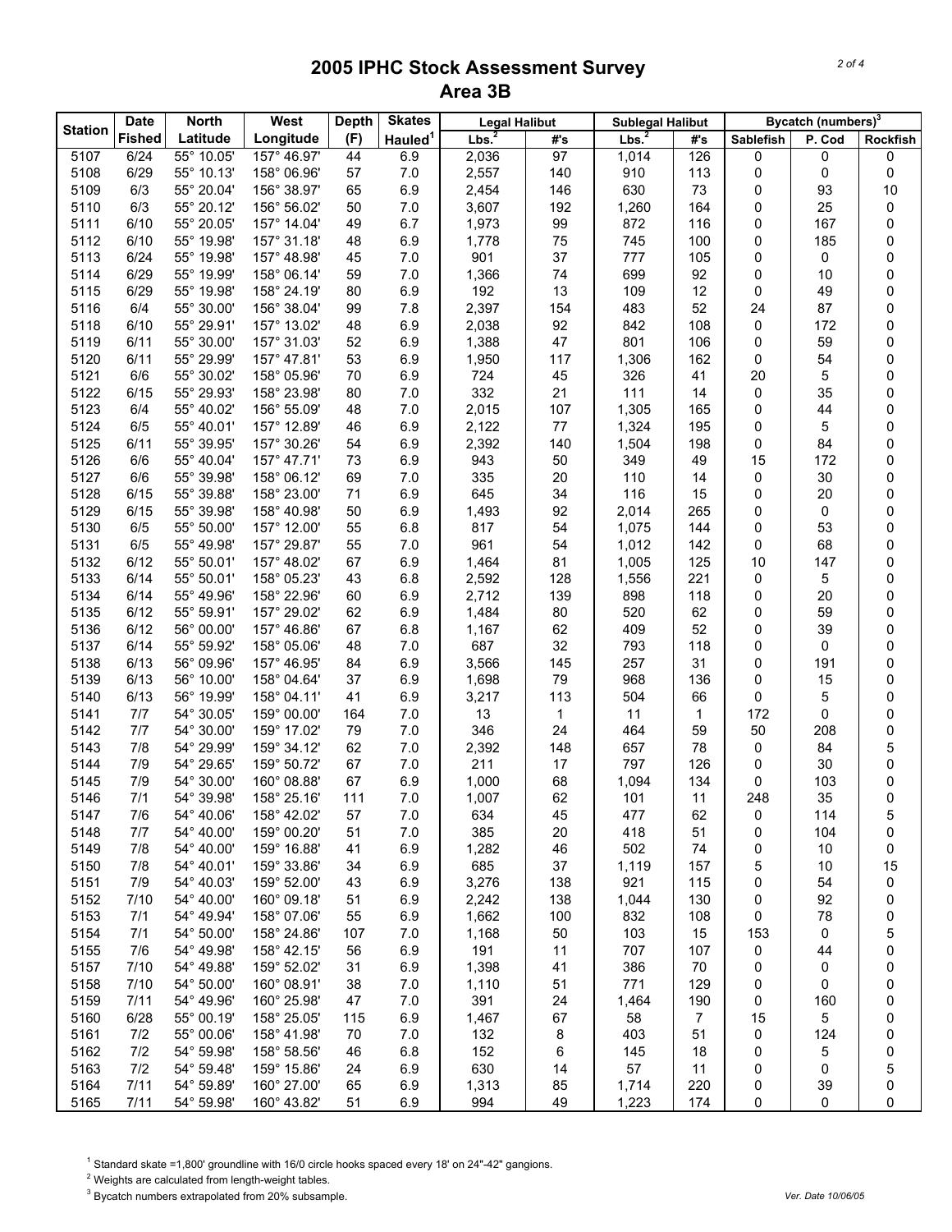# 2005 IPHC Stock Assessment Survey
## Area 3B

| Station | Date Fished | North Latitude | West Longitude | Depth (F) | Skates Hauled[1] | Legal Halibut | | Sublegal Halibut | | Bycatch (numbers)[3] | | |
|---|---|---|---|---|---|---|---|---|---|---|---|---|
| | | | | | | Lbs.[2] | #'s | Lbs.[2] | #'s | Sablefish | P. Cod | Rockfish |
| 5107 | 6/24 | 55° 10.05' | 157° 46.97' | 44 | 6.9 | 2,036 | 97 | 1,014 | 126 | 0 | 0 | 0 |
| 5108 | 6/29 | 55° 10.13' | 158° 06.96' | 57 | 7.0 | 2,557 | 140 | 910 | 113 | 0 | 0 | 0 |
| 5109 | 6/3 | 55° 20.04' | 156° 38.97' | 65 | 6.9 | 2,454 | 146 | 630 | 73 | 0 | 93 | 10 |
| 5110 | 6/3 | 55° 20.12' | 156° 56.02' | 50 | 7.0 | 3,607 | 192 | 1,260 | 164 | 0 | 25 | 0 |
| 5111 | 6/10 | 55° 20.05' | 157° 14.04' | 49 | 6.7 | 1,973 | 99 | 872 | 116 | 0 | 167 | 0 |
| 5112 | 6/10 | 55° 19.98' | 157° 31.18' | 48 | 6.9 | 1,778 | 75 | 745 | 100 | 0 | 185 | 0 |
| 5113 | 6/24 | 55° 19.98' | 157° 48.98' | 45 | 7.0 | 901 | 37 | 777 | 105 | 0 | 0 | 0 |
| 5114 | 6/29 | 55° 19.99' | 158° 06.14' | 59 | 7.0 | 1,366 | 74 | 699 | 92 | 0 | 10 | 0 |
| 5115 | 6/29 | 55° 19.98' | 158° 24.19' | 80 | 6.9 | 192 | 13 | 109 | 12 | 0 | 49 | 0 |
| 5116 | 6/4 | 55° 30.00' | 156° 38.04' | 99 | 7.8 | 2,397 | 154 | 483 | 52 | 24 | 87 | 0 |
| 5118 | 6/10 | 55° 29.91' | 157° 13.02' | 48 | 6.9 | 2,038 | 92 | 842 | 108 | 0 | 172 | 0 |
| 5119 | 6/11 | 55° 30.00' | 157° 31.03' | 52 | 6.9 | 1,388 | 47 | 801 | 106 | 0 | 59 | 0 |
| 5120 | 6/11 | 55° 29.99' | 157° 47.81' | 53 | 6.9 | 1,950 | 117 | 1,306 | 162 | 0 | 54 | 0 |
| 5121 | 6/6 | 55° 30.02' | 158° 05.96' | 70 | 6.9 | 724 | 45 | 326 | 41 | 20 | 5 | 0 |
| 5122 | 6/15 | 55° 29.93' | 158° 23.98' | 80 | 7.0 | 332 | 21 | 111 | 14 | 0 | 35 | 0 |
| 5123 | 6/4 | 55° 40.02' | 156° 55.09' | 48 | 7.0 | 2,015 | 107 | 1,305 | 165 | 0 | 44 | 0 |
| 5124 | 6/5 | 55° 40.01' | 157° 12.89' | 46 | 6.9 | 2,122 | 77 | 1,324 | 195 | 0 | 5 | 0 |
| 5125 | 6/11 | 55° 39.95' | 157° 30.26' | 54 | 6.9 | 2,392 | 140 | 1,504 | 198 | 0 | 84 | 0 |
| 5126 | 6/6 | 55° 40.04' | 157° 47.71' | 73 | 6.9 | 943 | 50 | 349 | 49 | 15 | 172 | 0 |
| 5127 | 6/6 | 55° 39.98' | 158° 06.12' | 69 | 7.0 | 335 | 20 | 110 | 14 | 0 | 30 | 0 |
| 5128 | 6/15 | 55° 39.88' | 158° 23.00' | 71 | 6.9 | 645 | 34 | 116 | 15 | 0 | 20 | 0 |
| 5129 | 6/15 | 55° 39.98' | 158° 40.98' | 50 | 6.9 | 1,493 | 92 | 2,014 | 265 | 0 | 0 | 0 |
| 5130 | 6/5 | 55° 50.00' | 157° 12.00' | 55 | 6.8 | 817 | 54 | 1,075 | 144 | 0 | 53 | 0 |
| 5131 | 6/5 | 55° 49.98' | 157° 29.87' | 55 | 7.0 | 961 | 54 | 1,012 | 142 | 0 | 68 | 0 |
| 5132 | 6/12 | 55° 50.01' | 157° 48.02' | 67 | 6.9 | 1,464 | 81 | 1,005 | 125 | 10 | 147 | 0 |
| 5133 | 6/14 | 55° 50.01' | 158° 05.23' | 43 | 6.8 | 2,592 | 128 | 1,556 | 221 | 0 | 5 | 0 |
| 5134 | 6/14 | 55° 49.96' | 158° 22.96' | 60 | 6.9 | 2,712 | 139 | 898 | 118 | 0 | 20 | 0 |
| 5135 | 6/12 | 55° 59.91' | 157° 29.02' | 62 | 6.9 | 1,484 | 80 | 520 | 62 | 0 | 59 | 0 |
| 5136 | 6/12 | 56° 00.00' | 157° 46.86' | 67 | 6.8 | 1,167 | 62 | 409 | 52 | 0 | 39 | 0 |
| 5137 | 6/14 | 55° 59.92' | 158° 05.06' | 48 | 7.0 | 687 | 32 | 793 | 118 | 0 | 0 | 0 |
| 5138 | 6/13 | 56° 09.96' | 157° 46.95' | 84 | 6.9 | 3,566 | 145 | 257 | 31 | 0 | 191 | 0 |
| 5139 | 6/13 | 56° 10.00' | 158° 04.64' | 37 | 6.9 | 1,698 | 79 | 968 | 136 | 0 | 15 | 0 |
| 5140 | 6/13 | 56° 19.99' | 158° 04.11' | 41 | 6.9 | 3,217 | 113 | 504 | 66 | 0 | 5 | 0 |
| 5141 | 7/7 | 54° 30.05' | 159° 00.00' | 164 | 7.0 | 13 | 1 | 11 | 1 | 172 | 0 | 0 |
| 5142 | 7/7 | 54° 30.00' | 159° 17.02' | 79 | 7.0 | 346 | 24 | 464 | 59 | 50 | 208 | 0 |
| 5143 | 7/8 | 54° 29.99' | 159° 34.12' | 62 | 7.0 | 2,392 | 148 | 657 | 78 | 0 | 84 | 5 |
| 5144 | 7/9 | 54° 29.65' | 159° 50.72' | 67 | 7.0 | 211 | 17 | 797 | 126 | 0 | 30 | 0 |
| 5145 | 7/9 | 54° 30.00' | 160° 08.88' | 67 | 6.9 | 1,000 | 68 | 1,094 | 134 | 0 | 103 | 0 |
| 5146 | 7/1 | 54° 39.98' | 158° 25.16' | 111 | 7.0 | 1,007 | 62 | 101 | 11 | 248 | 35 | 0 |
| 5147 | 7/6 | 54° 40.06' | 158° 42.02' | 57 | 7.0 | 634 | 45 | 477 | 62 | 0 | 114 | 5 |
| 5148 | 7/7 | 54° 40.00' | 159° 00.20' | 51 | 7.0 | 385 | 20 | 418 | 51 | 0 | 104 | 0 |
| 5149 | 7/8 | 54° 40.00' | 159° 16.88' | 41 | 6.9 | 1,282 | 46 | 502 | 74 | 0 | 10 | 0 |
| 5150 | 7/8 | 54° 40.01' | 159° 33.86' | 34 | 6.9 | 685 | 37 | 1,119 | 157 | 5 | 10 | 15 |
| 5151 | 7/9 | 54° 40.03' | 159° 52.00' | 43 | 6.9 | 3,276 | 138 | 921 | 115 | 0 | 54 | 0 |
| 5152 | 7/10 | 54° 40.00' | 160° 09.18' | 51 | 6.9 | 2,242 | 138 | 1,044 | 130 | 0 | 92 | 0 |
| 5153 | 7/1 | 54° 49.94' | 158° 07.06' | 55 | 6.9 | 1,662 | 100 | 832 | 108 | 0 | 78 | 0 |
| 5154 | 7/1 | 54° 50.00' | 158° 24.86' | 107 | 7.0 | 1,168 | 50 | 103 | 15 | 153 | 0 | 5 |
| 5155 | 7/6 | 54° 49.98' | 158° 42.15' | 56 | 6.9 | 191 | 11 | 707 | 107 | 0 | 44 | 0 |
| 5157 | 7/10 | 54° 49.88' | 159° 52.02' | 31 | 6.9 | 1,398 | 41 | 386 | 70 | 0 | 0 | 0 |
| 5158 | 7/10 | 54° 50.00' | 160° 08.91' | 38 | 7.0 | 1,110 | 51 | 771 | 129 | 0 | 0 | 0 |
| 5159 | 7/11 | 54° 49.96' | 160° 25.98' | 47 | 7.0 | 391 | 24 | 1,464 | 190 | 0 | 160 | 0 |
| 5160 | 6/28 | 55° 00.19' | 158° 25.05' | 115 | 6.9 | 1,467 | 67 | 58 | 7 | 15 | 5 | 0 |
| 5161 | 7/2 | 55° 00.06' | 158° 41.98' | 70 | 7.0 | 132 | 8 | 403 | 51 | 0 | 124 | 0 |
| 5162 | 7/2 | 54° 59.98' | 158° 58.56' | 46 | 6.8 | 152 | 6 | 145 | 18 | 0 | 5 | 0 |
| 5163 | 7/2 | 54° 59.48' | 159° 15.86' | 24 | 6.9 | 630 | 14 | 57 | 11 | 0 | 0 | 5 |
| 5164 | 7/11 | 54° 59.89' | 160° 27.00' | 65 | 6.9 | 1,313 | 85 | 1,714 | 220 | 0 | 39 | 0 |
| 5165 | 7/11 | 54° 59.98' | 160° 43.82' | 51 | 6.9 | 994 | 49 | 1,223 | 174 | 0 | 0 | 0 |

[1] Standard skate =1,800' groundline with 16/0 circle hooks spaced every 18' on 24"-42" gangions.

[2] Weights are calculated from length-weight tables.

[3] Bycatch numbers extrapolated from 20% subsample.

Ver. Date 10/06/05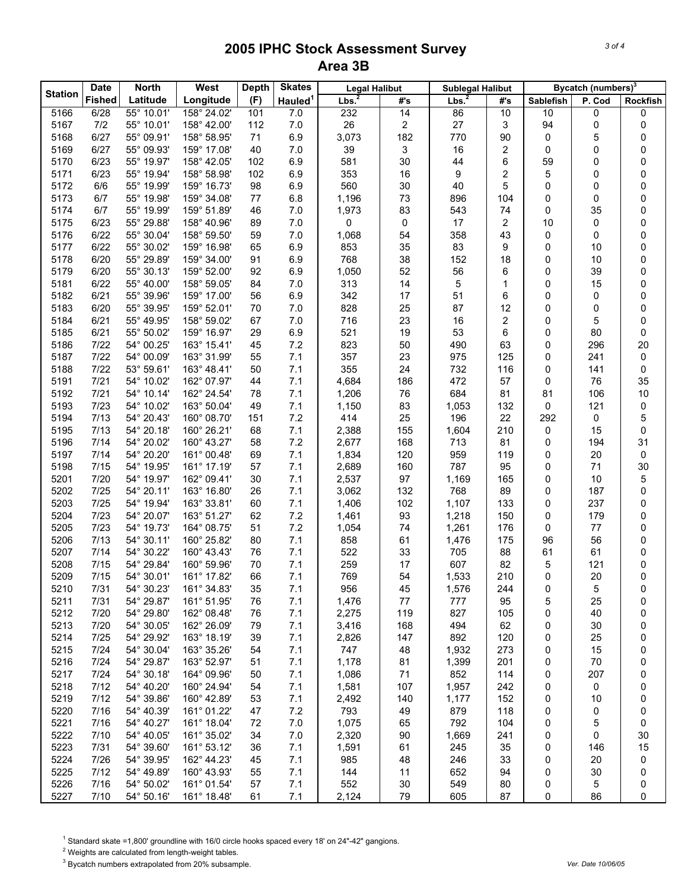# 2005 IPHC Stock Assessment Survey
## Area 3B

| Station | Date Fished | North Latitude | West Longitude | Depth (F) | Skates Hauled[1] | Legal Halibut | | Sublegal Halibut | | Bycatch (numbers)[3] | | |
|---|---|---|---|---|---|---|---|---|---|---|---|---|
| | | | | | | Lbs.[2] | #'s | Lbs.[2] | #'s | Sablefish | P. Cod | Rockfish |
| 5166 | 6/28 | 55° 10.01' | 158° 24.02' | 101 | 7.0 | 232 | 14 | 86 | 10 | 10 | 0 | 0 |
| 5167 | 7/2 | 55° 10.01' | 158° 42.00' | 112 | 7.0 | 26 | 2 | 27 | 3 | 94 | 0 | 0 |
| 5168 | 6/27 | 55° 09.91' | 158° 58.95' | 71 | 6.9 | 3,073 | 182 | 770 | 90 | 0 | 5 | 0 |
| 5169 | 6/27 | 55° 09.93' | 159° 17.08' | 40 | 7.0 | 39 | 3 | 16 | 2 | 0 | 0 | 0 |
| 5170 | 6/23 | 55° 19.97' | 158° 42.05' | 102 | 6.9 | 581 | 30 | 44 | 6 | 59 | 0 | 0 |
| 5171 | 6/23 | 55° 19.94' | 158° 58.98' | 102 | 6.9 | 353 | 16 | 9 | 2 | 5 | 0 | 0 |
| 5172 | 6/6 | 55° 19.99' | 159° 16.73' | 98 | 6.9 | 560 | 30 | 40 | 5 | 0 | 0 | 0 |
| 5173 | 6/7 | 55° 19.98' | 159° 34.08' | 77 | 6.8 | 1,196 | 73 | 896 | 104 | 0 | 0 | 0 |
| 5174 | 6/7 | 55° 19.99' | 159° 51.89' | 46 | 7.0 | 1,973 | 83 | 543 | 74 | 0 | 35 | 0 |
| 5175 | 6/23 | 55° 29.88' | 158° 40.96' | 89 | 7.0 | 0 | 0 | 17 | 2 | 10 | 0 | 0 |
| 5176 | 6/22 | 55° 30.04' | 158° 59.50' | 59 | 7.0 | 1,068 | 54 | 358 | 43 | 0 | 0 | 0 |
| 5177 | 6/22 | 55° 30.02' | 159° 16.98' | 65 | 6.9 | 853 | 35 | 83 | 9 | 0 | 10 | 0 |
| 5178 | 6/20 | 55° 29.89' | 159° 34.00' | 91 | 6.9 | 768 | 38 | 152 | 18 | 0 | 10 | 0 |
| 5179 | 6/20 | 55° 30.13' | 159° 52.00' | 92 | 6.9 | 1,050 | 52 | 56 | 6 | 0 | 39 | 0 |
| 5181 | 6/22 | 55° 40.00' | 158° 59.05' | 84 | 7.0 | 313 | 14 | 5 | 1 | 0 | 15 | 0 |
| 5182 | 6/21 | 55° 39.96' | 159° 17.00' | 56 | 6.9 | 342 | 17 | 51 | 6 | 0 | 0 | 0 |
| 5183 | 6/20 | 55° 39.95' | 159° 52.01' | 70 | 7.0 | 828 | 25 | 87 | 12 | 0 | 0 | 0 |
| 5184 | 6/21 | 55° 49.95' | 158° 59.02' | 67 | 7.0 | 716 | 23 | 16 | 2 | 0 | 5 | 0 |
| 5185 | 6/21 | 55° 50.02' | 159° 16.97' | 29 | 6.9 | 521 | 19 | 53 | 6 | 0 | 80 | 0 |
| 5186 | 7/22 | 54° 00.25' | 163° 15.41' | 45 | 7.2 | 823 | 50 | 490 | 63 | 0 | 296 | 20 |
| 5187 | 7/22 | 54° 00.09' | 163° 31.99' | 55 | 7.1 | 357 | 23 | 975 | 125 | 0 | 241 | 0 |
| 5188 | 7/22 | 53° 59.61' | 163° 48.41' | 50 | 7.1 | 355 | 24 | 732 | 116 | 0 | 141 | 0 |
| 5191 | 7/21 | 54° 10.02' | 162° 07.97' | 44 | 7.1 | 4,684 | 186 | 472 | 57 | 0 | 76 | 35 |
| 5192 | 7/21 | 54° 10.14' | 162° 24.54' | 78 | 7.1 | 1,206 | 76 | 684 | 81 | 81 | 106 | 10 |
| 5193 | 7/23 | 54° 10.02' | 163° 50.04' | 49 | 7.1 | 1,150 | 83 | 1,053 | 132 | 0 | 121 | 0 |
| 5194 | 7/13 | 54° 20.43' | 160° 08.70' | 151 | 7.2 | 414 | 25 | 196 | 22 | 292 | 0 | 5 |
| 5195 | 7/13 | 54° 20.18' | 160° 26.21' | 68 | 7.1 | 2,388 | 155 | 1,604 | 210 | 0 | 15 | 0 |
| 5196 | 7/14 | 54° 20.02' | 160° 43.27' | 58 | 7.2 | 2,677 | 168 | 713 | 81 | 0 | 194 | 31 |
| 5197 | 7/14 | 54° 20.20' | 161° 00.48' | 69 | 7.1 | 1,834 | 120 | 959 | 119 | 0 | 20 | 0 |
| 5198 | 7/15 | 54° 19.95' | 161° 17.19' | 57 | 7.1 | 2,689 | 160 | 787 | 95 | 0 | 71 | 30 |
| 5201 | 7/20 | 54° 19.97' | 162° 09.41' | 30 | 7.1 | 2,537 | 97 | 1,169 | 165 | 0 | 10 | 5 |
| 5202 | 7/25 | 54° 20.11' | 163° 16.80' | 26 | 7.1 | 3,062 | 132 | 768 | 89 | 0 | 187 | 0 |
| 5203 | 7/25 | 54° 19.94' | 163° 33.81' | 60 | 7.1 | 1,406 | 102 | 1,107 | 133 | 0 | 237 | 0 |
| 5204 | 7/23 | 54° 20.07' | 163° 51.27' | 62 | 7.2 | 1,461 | 93 | 1,218 | 150 | 0 | 179 | 0 |
| 5205 | 7/23 | 54° 19.73' | 164° 08.75' | 51 | 7.2 | 1,054 | 74 | 1,261 | 176 | 0 | 77 | 0 |
| 5206 | 7/13 | 54° 30.11' | 160° 25.82' | 80 | 7.1 | 858 | 61 | 1,476 | 175 | 96 | 56 | 0 |
| 5207 | 7/14 | 54° 30.22' | 160° 43.43' | 76 | 7.1 | 522 | 33 | 705 | 88 | 61 | 61 | 0 |
| 5208 | 7/15 | 54° 29.84' | 160° 59.96' | 70 | 7.1 | 259 | 17 | 607 | 82 | 5 | 121 | 0 |
| 5209 | 7/15 | 54° 30.01' | 161° 17.82' | 66 | 7.1 | 769 | 54 | 1,533 | 210 | 0 | 20 | 0 |
| 5210 | 7/31 | 54° 30.23' | 161° 34.83' | 35 | 7.1 | 956 | 45 | 1,576 | 244 | 0 | 5 | 0 |
| 5211 | 7/31 | 54° 29.87' | 161° 51.95' | 76 | 7.1 | 1,476 | 77 | 777 | 95 | 5 | 25 | 0 |
| 5212 | 7/20 | 54° 29.80' | 162° 08.48' | 76 | 7.1 | 2,275 | 119 | 827 | 105 | 0 | 40 | 0 |
| 5213 | 7/20 | 54° 30.05' | 162° 26.09' | 79 | 7.1 | 3,416 | 168 | 494 | 62 | 0 | 30 | 0 |
| 5214 | 7/25 | 54° 29.92' | 163° 18.19' | 39 | 7.1 | 2,826 | 147 | 892 | 120 | 0 | 25 | 0 |
| 5215 | 7/24 | 54° 30.04' | 163° 35.26' | 54 | 7.1 | 747 | 48 | 1,932 | 273 | 0 | 15 | 0 |
| 5216 | 7/24 | 54° 29.87' | 163° 52.97' | 51 | 7.1 | 1,178 | 81 | 1,399 | 201 | 0 | 70 | 0 |
| 5217 | 7/24 | 54° 30.18' | 164° 09.96' | 50 | 7.1 | 1,086 | 71 | 852 | 114 | 0 | 207 | 0 |
| 5218 | 7/12 | 54° 40.20' | 160° 24.94' | 54 | 7.1 | 1,581 | 107 | 1,957 | 242 | 0 | 0 | 0 |
| 5219 | 7/12 | 54° 39.86' | 160° 42.89' | 53 | 7.1 | 2,492 | 140 | 1,177 | 152 | 0 | 10 | 0 |
| 5220 | 7/16 | 54° 40.39' | 161° 01.22' | 47 | 7.2 | 793 | 49 | 879 | 118 | 0 | 0 | 0 |
| 5221 | 7/16 | 54° 40.27' | 161° 18.04' | 72 | 7.0 | 1,075 | 65 | 792 | 104 | 0 | 5 | 0 |
| 5222 | 7/10 | 54° 40.05' | 161° 35.02' | 34 | 7.0 | 2,320 | 90 | 1,669 | 241 | 0 | 0 | 30 |
| 5223 | 7/31 | 54° 39.60' | 161° 53.12' | 36 | 7.1 | 1,591 | 61 | 245 | 35 | 0 | 146 | 15 |
| 5224 | 7/26 | 54° 39.95' | 162° 44.23' | 45 | 7.1 | 985 | 48 | 246 | 33 | 0 | 20 | 0 |
| 5225 | 7/12 | 54° 49.89' | 160° 43.93' | 55 | 7.1 | 144 | 11 | 652 | 94 | 0 | 30 | 0 |
| 5226 | 7/16 | 54° 50.02' | 161° 01.54' | 57 | 7.1 | 552 | 30 | 549 | 80 | 0 | 5 | 0 |
| 5227 | 7/10 | 54° 50.16' | 161° 18.48' | 61 | 7.1 | 2,124 | 79 | 605 | 87 | 0 | 86 | 0 |

[1] Standard skate =1,800' groundline with 16/0 circle hooks spaced every 18' on 24"-42" gangions.

[2] Weights are calculated from length-weight tables.

[3] Bycatch numbers extrapolated from 20% subsample.

Ver. Date 10/06/05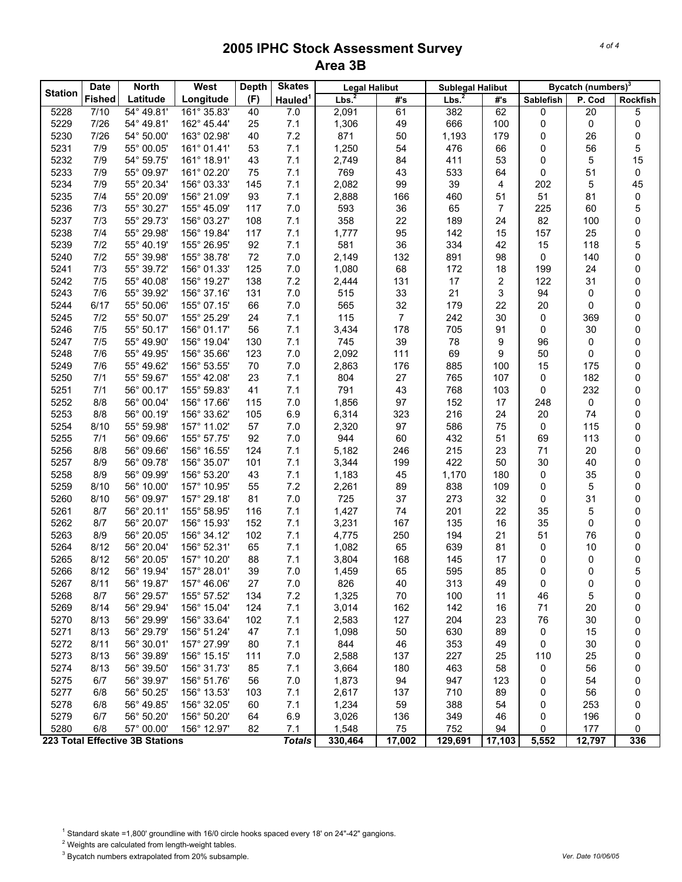# 2005 IPHC Stock Assessment Survey
## Area 3B

| Station | Date Fished | North Latitude | West Longitude | Depth (F) | Skates Hauled[1] | Legal Halibut Lbs.[2] | Legal Halibut #'s | Sublegal Halibut Lbs.[2] | Sublegal Halibut #'s | Bycatch (numbers)[3] Sablefish | P. Cod | Rockfish |
|---|---|---|---|---|---|---|---|---|---|---|---|---|
| 5228 | 7/10 | 54° 49.81' | 161° 35.83' | 40 | 7.0 | 2,091 | 61 | 382 | 62 | 0 | 20 | 5 |
| 5229 | 7/26 | 54° 49.81' | 162° 45.44' | 25 | 7.1 | 1,306 | 49 | 666 | 100 | 0 | 0 | 0 |
| 5230 | 7/26 | 54° 50.00' | 163° 02.98' | 40 | 7.2 | 871 | 50 | 1,193 | 179 | 0 | 26 | 0 |
| 5231 | 7/9 | 55° 00.05' | 161° 01.41' | 53 | 7.1 | 1,250 | 54 | 476 | 66 | 0 | 56 | 5 |
| 5232 | 7/9 | 54° 59.75' | 161° 18.91' | 43 | 7.1 | 2,749 | 84 | 411 | 53 | 0 | 5 | 15 |
| 5233 | 7/9 | 55° 09.97' | 161° 02.20' | 75 | 7.1 | 769 | 43 | 533 | 64 | 0 | 51 | 0 |
| 5234 | 7/9 | 55° 20.34' | 156° 03.33' | 145 | 7.1 | 2,082 | 99 | 39 | 4 | 202 | 5 | 45 |
| 5235 | 7/4 | 55° 20.09' | 156° 21.09' | 93 | 7.1 | 2,888 | 166 | 460 | 51 | 51 | 81 | 0 |
| 5236 | 7/3 | 55° 30.27' | 155° 45.09' | 117 | 7.0 | 593 | 36 | 65 | 7 | 225 | 60 | 5 |
| 5237 | 7/3 | 55° 29.73' | 156° 03.27' | 108 | 7.1 | 358 | 22 | 189 | 24 | 82 | 100 | 0 |
| 5238 | 7/4 | 55° 29.98' | 156° 19.84' | 117 | 7.1 | 1,777 | 95 | 142 | 15 | 157 | 25 | 0 |
| 5239 | 7/2 | 55° 40.19' | 155° 26.95' | 92 | 7.1 | 581 | 36 | 334 | 42 | 15 | 118 | 5 |
| 5240 | 7/2 | 55° 39.98' | 155° 38.78' | 72 | 7.0 | 2,149 | 132 | 891 | 98 | 0 | 140 | 0 |
| 5241 | 7/3 | 55° 39.72' | 156° 01.33' | 125 | 7.0 | 1,080 | 68 | 172 | 18 | 199 | 24 | 0 |
| 5242 | 7/5 | 55° 40.08' | 156° 19.27' | 138 | 7.2 | 2,444 | 131 | 17 | 2 | 122 | 31 | 0 |
| 5243 | 7/6 | 55° 39.92' | 156° 37.16' | 131 | 7.0 | 515 | 33 | 21 | 3 | 94 | 0 | 0 |
| 5244 | 6/17 | 55° 50.06' | 155° 07.15' | 66 | 7.0 | 565 | 32 | 179 | 22 | 20 | 0 | 0 |
| 5245 | 7/2 | 55° 50.07' | 155° 25.29' | 24 | 7.1 | 115 | 7 | 242 | 30 | 0 | 369 | 0 |
| 5246 | 7/5 | 55° 50.17' | 156° 01.17' | 56 | 7.1 | 3,434 | 178 | 705 | 91 | 0 | 30 | 0 |
| 5247 | 7/5 | 55° 49.90' | 156° 19.04' | 130 | 7.1 | 745 | 39 | 78 | 9 | 96 | 0 | 0 |
| 5248 | 7/6 | 55° 49.95' | 156° 35.66' | 123 | 7.0 | 2,092 | 111 | 69 | 9 | 50 | 0 | 0 |
| 5249 | 7/6 | 55° 49.62' | 156° 53.55' | 70 | 7.0 | 2,863 | 176 | 885 | 100 | 15 | 175 | 0 |
| 5250 | 7/1 | 55° 59.67' | 155° 42.08' | 23 | 7.1 | 804 | 27 | 765 | 107 | 0 | 182 | 0 |
| 5251 | 7/1 | 56° 00.17' | 155° 59.83' | 41 | 7.1 | 791 | 43 | 768 | 103 | 0 | 232 | 0 |
| 5252 | 8/8 | 56° 00.04' | 156° 17.66' | 115 | 7.0 | 1,856 | 97 | 152 | 17 | 248 | 0 | 0 |
| 5253 | 8/8 | 56° 00.19' | 156° 33.62' | 105 | 6.9 | 6,314 | 323 | 216 | 24 | 20 | 74 | 0 |
| 5254 | 8/10 | 55° 59.98' | 157° 11.02' | 57 | 7.0 | 2,320 | 97 | 586 | 75 | 0 | 115 | 0 |
| 5255 | 7/1 | 56° 09.66' | 155° 57.75' | 92 | 7.0 | 944 | 60 | 432 | 51 | 69 | 113 | 0 |
| 5256 | 8/8 | 56° 09.66' | 156° 16.55' | 124 | 7.1 | 5,182 | 246 | 215 | 23 | 71 | 20 | 0 |
| 5257 | 8/9 | 56° 09.78' | 156° 35.07' | 101 | 7.1 | 3,344 | 199 | 422 | 50 | 30 | 40 | 0 |
| 5258 | 8/9 | 56° 09.99' | 156° 53.20' | 43 | 7.1 | 1,183 | 45 | 1,170 | 180 | 0 | 35 | 0 |
| 5259 | 8/10 | 56° 10.00' | 157° 10.95' | 55 | 7.2 | 2,261 | 89 | 838 | 109 | 0 | 5 | 0 |
| 5260 | 8/10 | 56° 09.97' | 157° 29.18' | 81 | 7.0 | 725 | 37 | 273 | 32 | 0 | 31 | 0 |
| 5261 | 8/7 | 56° 20.11' | 155° 58.95' | 116 | 7.1 | 1,427 | 74 | 201 | 22 | 35 | 5 | 0 |
| 5262 | 8/7 | 56° 20.07' | 156° 15.93' | 152 | 7.1 | 3,231 | 167 | 135 | 16 | 35 | 0 | 0 |
| 5263 | 8/9 | 56° 20.05' | 156° 34.12' | 102 | 7.1 | 4,775 | 250 | 194 | 21 | 51 | 76 | 0 |
| 5264 | 8/12 | 56° 20.04' | 156° 52.31' | 65 | 7.1 | 1,082 | 65 | 639 | 81 | 0 | 10 | 0 |
| 5265 | 8/12 | 56° 20.05' | 157° 10.20' | 88 | 7.1 | 3,804 | 168 | 145 | 17 | 0 | 0 | 0 |
| 5266 | 8/12 | 56° 19.94' | 157° 28.01' | 39 | 7.0 | 1,459 | 65 | 595 | 85 | 0 | 0 | 5 |
| 5267 | 8/11 | 56° 19.87' | 157° 46.06' | 27 | 7.0 | 826 | 40 | 313 | 49 | 0 | 0 | 0 |
| 5268 | 8/7 | 56° 29.57' | 155° 57.52' | 134 | 7.2 | 1,325 | 70 | 100 | 11 | 46 | 5 | 0 |
| 5269 | 8/14 | 56° 29.94' | 156° 15.04' | 124 | 7.1 | 3,014 | 162 | 142 | 16 | 71 | 20 | 0 |
| 5270 | 8/13 | 56° 29.99' | 156° 33.64' | 102 | 7.1 | 2,583 | 127 | 204 | 23 | 76 | 30 | 0 |
| 5271 | 8/13 | 56° 29.79' | 156° 51.24' | 47 | 7.1 | 1,098 | 50 | 630 | 89 | 0 | 15 | 0 |
| 5272 | 8/11 | 56° 30.01' | 157° 27.99' | 80 | 7.1 | 844 | 46 | 353 | 49 | 0 | 30 | 0 |
| 5273 | 8/13 | 56° 39.89' | 156° 15.15' | 111 | 7.0 | 2,588 | 137 | 227 | 25 | 110 | 25 | 0 |
| 5274 | 8/13 | 56° 39.50' | 156° 31.73' | 85 | 7.1 | 3,664 | 180 | 463 | 58 | 0 | 56 | 0 |
| 5275 | 6/7 | 56° 39.97' | 156° 51.76' | 56 | 7.0 | 1,873 | 94 | 947 | 123 | 0 | 54 | 0 |
| 5277 | 6/8 | 56° 50.25' | 156° 13.53' | 103 | 7.1 | 2,617 | 137 | 710 | 89 | 0 | 56 | 0 |
| 5278 | 6/8 | 56° 49.85' | 156° 32.05' | 60 | 7.1 | 1,234 | 59 | 388 | 54 | 0 | 253 | 0 |
| 5279 | 6/7 | 56° 50.20' | 156° 50.20' | 64 | 6.9 | 3,026 | 136 | 349 | 46 | 0 | 196 | 0 |
| 5280 | 6/8 | 57° 00.00' | 156° 12.97' | 82 | 7.1 | 1,548 | 75 | 752 | 94 | 0 | 177 | 0 |
| **223 Total Effective 3B Stations** | | | | | ***Totals*** | **330,464** | **17,002** | **129,691** | **17,103** | **5,552** | **12,797** | **336** |

[1] Standard skate =1,800' groundline with 16/0 circle hooks spaced every 18' on 24"-42" gangions.

[2] Weights are calculated from length-weight tables.

[3] Bycatch numbers extrapolated from 20% subsample.

*Ver. Date 10/06/05*